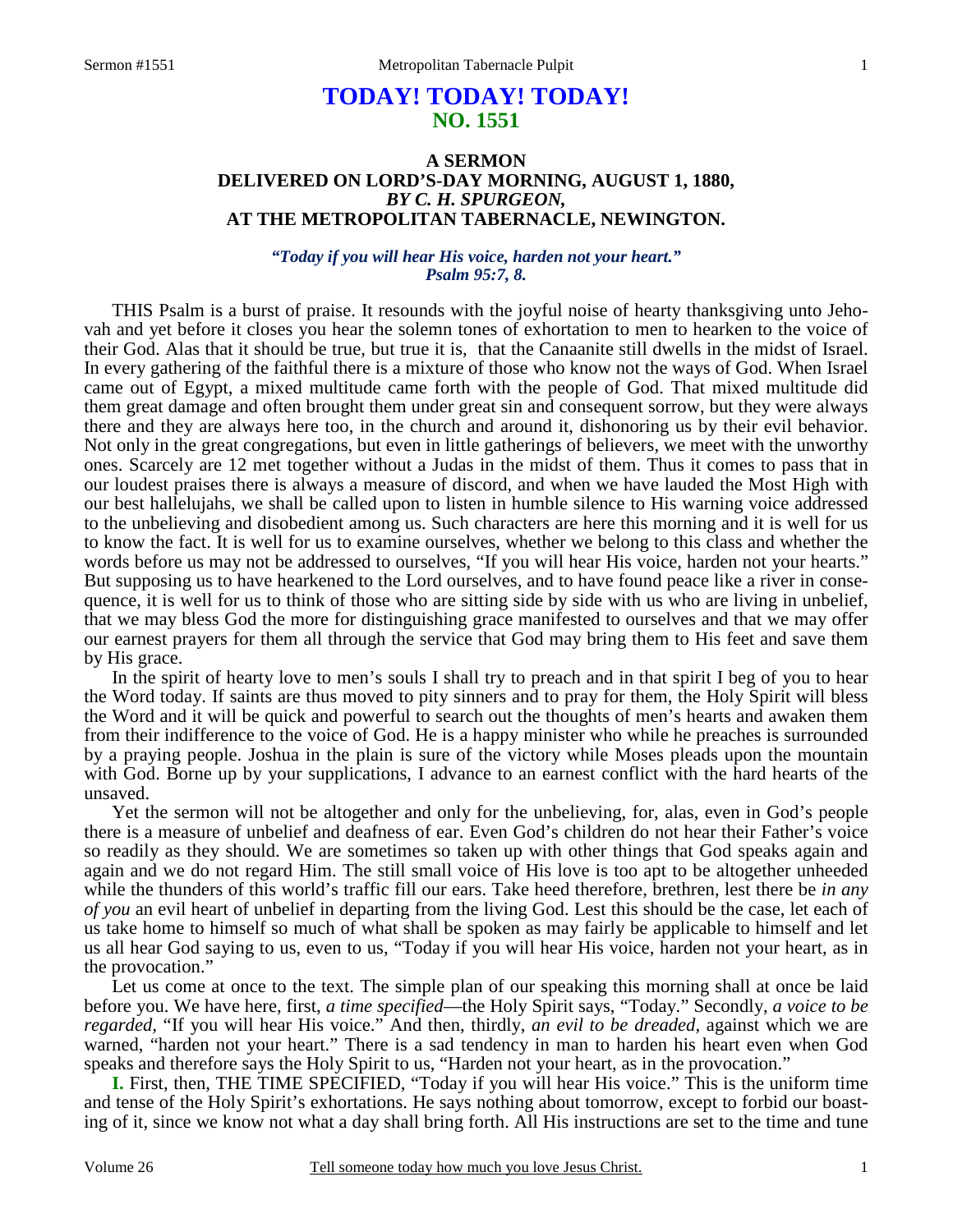# TODAY! TODAY! TODAY!
## NO. 1551

### A SERMON
### DELIVERED ON LORD'S-DAY MORNING, AUGUST 1, 1880,
### *BY C. H. SPURGEON,*
### AT THE METROPOLITAN TABERNACLE, NEWINGTON.

***"Today if you will hear His voice, harden not your heart."***
***Psalm 95:7, 8.***

THIS Psalm is a burst of praise. It resounds with the joyful noise of hearty thanksgiving unto Jehovah and yet before it closes you hear the solemn tones of exhortation to men to hearken to the voice of their God. Alas that it should be true, but true it is, that the Canaanite still dwells in the midst of Israel. In every gathering of the faithful there is a mixture of those who know not the ways of God. When Israel came out of Egypt, a mixed multitude came forth with the people of God. That mixed multitude did them great damage and often brought them under great sin and consequent sorrow, but they were always there and they are always here too, in the church and around it, dishonoring us by their evil behavior. Not only in the great congregations, but even in little gatherings of believers, we meet with the unworthy ones. Scarcely are 12 met together without a Judas in the midst of them. Thus it comes to pass that in our loudest praises there is always a measure of discord, and when we have lauded the Most High with our best hallelujahs, we shall be called upon to listen in humble silence to His warning voice addressed to the unbelieving and disobedient among us. Such characters are here this morning and it is well for us to know the fact. It is well for us to examine ourselves, whether we belong to this class and whether the words before us may not be addressed to ourselves, "If you will hear His voice, harden not your hearts." But supposing us to have hearkened to the Lord ourselves, and to have found peace like a river in consequence, it is well for us to think of those who are sitting side by side with us who are living in unbelief, that we may bless God the more for distinguishing grace manifested to ourselves and that we may offer our earnest prayers for them all through the service that God may bring them to His feet and save them by His grace.

In the spirit of hearty love to men's souls I shall try to preach and in that spirit I beg of you to hear the Word today. If saints are thus moved to pity sinners and to pray for them, the Holy Spirit will bless the Word and it will be quick and powerful to search out the thoughts of men's hearts and awaken them from their indifference to the voice of God. He is a happy minister who while he preaches is surrounded by a praying people. Joshua in the plain is sure of the victory while Moses pleads upon the mountain with God. Borne up by your supplications, I advance to an earnest conflict with the hard hearts of the unsaved.

Yet the sermon will not be altogether and only for the unbelieving, for, alas, even in God's people there is a measure of unbelief and deafness of ear. Even God's children do not hear their Father's voice so readily as they should. We are sometimes so taken up with other things that God speaks again and again and we do not regard Him. The still small voice of His love is too apt to be altogether unheeded while the thunders of this world's traffic fill our ears. Take heed therefore, brethren, lest there be *in any of you* an evil heart of unbelief in departing from the living God. Lest this should be the case, let each of us take home to himself so much of what shall be spoken as may fairly be applicable to himself and let us all hear God saying to us, even to us, "Today if you will hear His voice, harden not your heart, as in the provocation."

Let us come at once to the text. The simple plan of our speaking this morning shall at once be laid before you. We have here, first, *a time specified*—the Holy Spirit says, "Today." Secondly, *a voice to be regarded,* "If you will hear His voice." And then, thirdly, *an evil to be dreaded,* against which we are warned, "harden not your heart." There is a sad tendency in man to harden his heart even when God speaks and therefore says the Holy Spirit to us, "Harden not your heart, as in the provocation."

**I.** First, then, THE TIME SPECIFIED, "Today if you will hear His voice." This is the uniform time and tense of the Holy Spirit's exhortations. He says nothing about tomorrow, except to forbid our boasting of it, since we know not what a day shall bring forth. All His instructions are set to the time and tune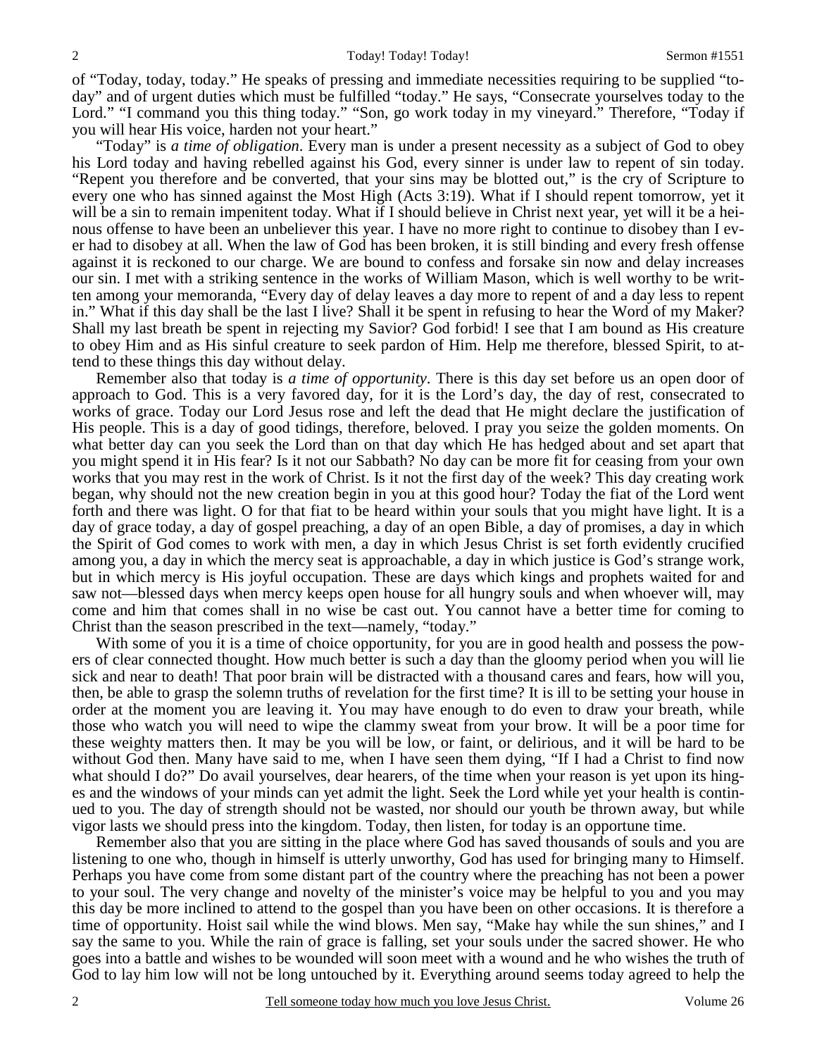of "Today, today, today." He speaks of pressing and immediate necessities requiring to be supplied "today" and of urgent duties which must be fulfilled "today." He says, "Consecrate yourselves today to the Lord." "I command you this thing today." "Son, go work today in my vineyard." Therefore, "Today if you will hear His voice, harden not your heart."

"Today" is *a time of obligation*. Every man is under a present necessity as a subject of God to obey his Lord today and having rebelled against his God, every sinner is under law to repent of sin today. "Repent you therefore and be converted, that your sins may be blotted out," is the cry of Scripture to every one who has sinned against the Most High (Acts 3:19). What if I should repent tomorrow, yet it will be a sin to remain impenitent today. What if I should believe in Christ next year, yet will it be a heinous offense to have been an unbeliever this year. I have no more right to continue to disobey than I ever had to disobey at all. When the law of God has been broken, it is still binding and every fresh offense against it is reckoned to our charge. We are bound to confess and forsake sin now and delay increases our sin. I met with a striking sentence in the works of William Mason, which is well worthy to be written among your memoranda, "Every day of delay leaves a day more to repent of and a day less to repent in." What if this day shall be the last I live? Shall it be spent in refusing to hear the Word of my Maker? Shall my last breath be spent in rejecting my Savior? God forbid! I see that I am bound as His creature to obey Him and as His sinful creature to seek pardon of Him. Help me therefore, blessed Spirit, to attend to these things this day without delay.

Remember also that today is *a time of opportunity*. There is this day set before us an open door of approach to God. This is a very favored day, for it is the Lord's day, the day of rest, consecrated to works of grace. Today our Lord Jesus rose and left the dead that He might declare the justification of His people. This is a day of good tidings, therefore, beloved. I pray you seize the golden moments. On what better day can you seek the Lord than on that day which He has hedged about and set apart that you might spend it in His fear? Is it not our Sabbath? No day can be more fit for ceasing from your own works that you may rest in the work of Christ. Is it not the first day of the week? This day creating work began, why should not the new creation begin in you at this good hour? Today the fiat of the Lord went forth and there was light. O for that fiat to be heard within your souls that you might have light. It is a day of grace today, a day of gospel preaching, a day of an open Bible, a day of promises, a day in which the Spirit of God comes to work with men, a day in which Jesus Christ is set forth evidently crucified among you, a day in which the mercy seat is approachable, a day in which justice is God's strange work, but in which mercy is His joyful occupation. These are days which kings and prophets waited for and saw not—blessed days when mercy keeps open house for all hungry souls and when whoever will, may come and him that comes shall in no wise be cast out. You cannot have a better time for coming to Christ than the season prescribed in the text—namely, "today."

With some of you it is a time of choice opportunity, for you are in good health and possess the powers of clear connected thought. How much better is such a day than the gloomy period when you will lie sick and near to death! That poor brain will be distracted with a thousand cares and fears, how will you, then, be able to grasp the solemn truths of revelation for the first time? It is ill to be setting your house in order at the moment you are leaving it. You may have enough to do even to draw your breath, while those who watch you will need to wipe the clammy sweat from your brow. It will be a poor time for these weighty matters then. It may be you will be low, or faint, or delirious, and it will be hard to be without God then. Many have said to me, when I have seen them dying, "If I had a Christ to find now what should I do?" Do avail yourselves, dear hearers, of the time when your reason is yet upon its hinges and the windows of your minds can yet admit the light. Seek the Lord while yet your health is continued to you. The day of strength should not be wasted, nor should our youth be thrown away, but while vigor lasts we should press into the kingdom. Today, then listen, for today is an opportune time.

Remember also that you are sitting in the place where God has saved thousands of souls and you are listening to one who, though in himself is utterly unworthy, God has used for bringing many to Himself. Perhaps you have come from some distant part of the country where the preaching has not been a power to your soul. The very change and novelty of the minister's voice may be helpful to you and you may this day be more inclined to attend to the gospel than you have been on other occasions. It is therefore a time of opportunity. Hoist sail while the wind blows. Men say, "Make hay while the sun shines," and I say the same to you. While the rain of grace is falling, set your souls under the sacred shower. He who goes into a battle and wishes to be wounded will soon meet with a wound and he who wishes the truth of God to lay him low will not be long untouched by it. Everything around seems today agreed to help the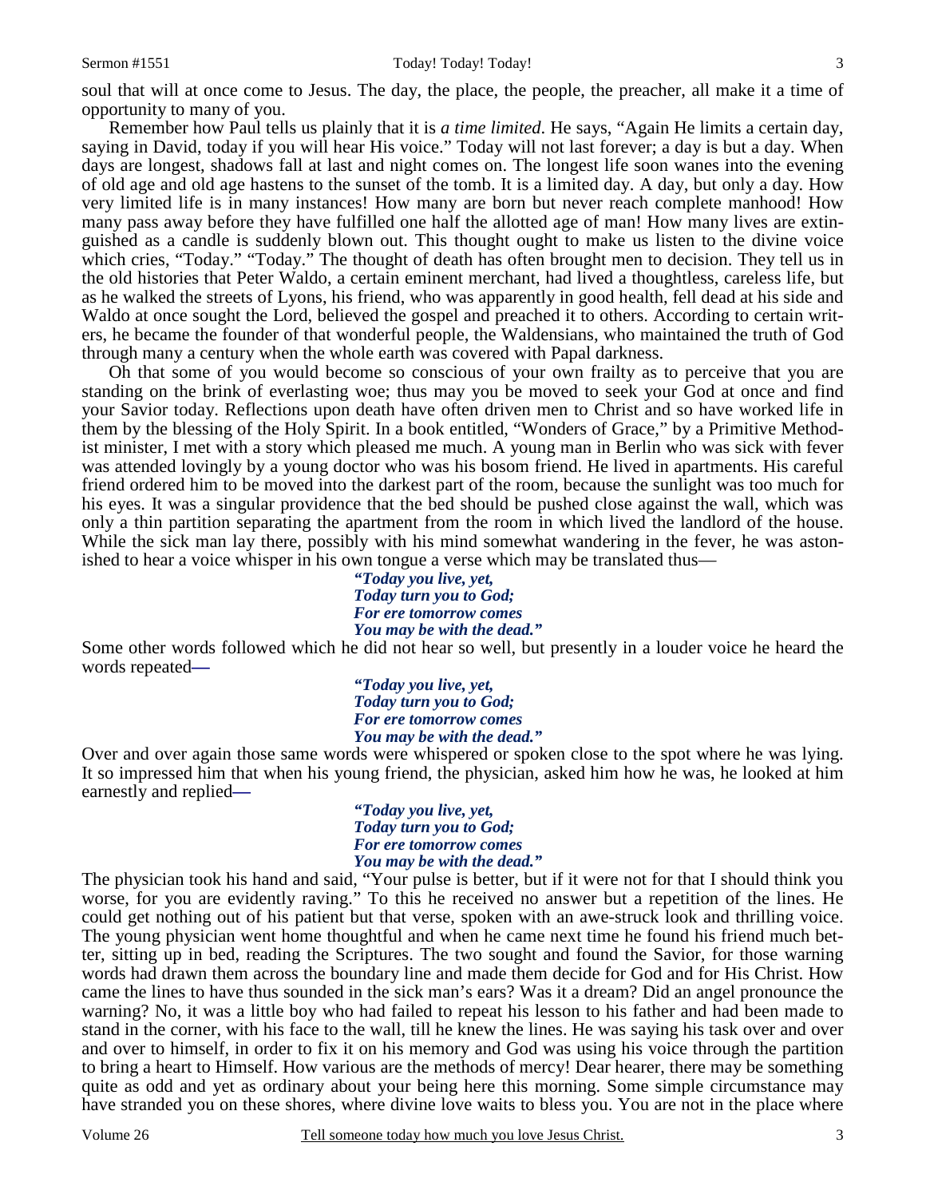soul that will at once come to Jesus. The day, the place, the people, the preacher, all make it a time of opportunity to many of you.

Remember how Paul tells us plainly that it is *a time limited*. He says, "Again He limits a certain day, saying in David, today if you will hear His voice." Today will not last forever; a day is but a day. When days are longest, shadows fall at last and night comes on. The longest life soon wanes into the evening of old age and old age hastens to the sunset of the tomb. It is a limited day. A day, but only a day. How very limited life is in many instances! How many are born but never reach complete manhood! How many pass away before they have fulfilled one half the allotted age of man! How many lives are extinguished as a candle is suddenly blown out. This thought ought to make us listen to the divine voice which cries, "Today." "Today." The thought of death has often brought men to decision. They tell us in the old histories that Peter Waldo, a certain eminent merchant, had lived a thoughtless, careless life, but as he walked the streets of Lyons, his friend, who was apparently in good health, fell dead at his side and Waldo at once sought the Lord, believed the gospel and preached it to others. According to certain writers, he became the founder of that wonderful people, the Waldensians, who maintained the truth of God through many a century when the whole earth was covered with Papal darkness.

Oh that some of you would become so conscious of your own frailty as to perceive that you are standing on the brink of everlasting woe; thus may you be moved to seek your God at once and find your Savior today. Reflections upon death have often driven men to Christ and so have worked life in them by the blessing of the Holy Spirit. In a book entitled, "Wonders of Grace," by a Primitive Methodist minister, I met with a story which pleased me much. A young man in Berlin who was sick with fever was attended lovingly by a young doctor who was his bosom friend. He lived in apartments. His careful friend ordered him to be moved into the darkest part of the room, because the sunlight was too much for his eyes. It was a singular providence that the bed should be pushed close against the wall, which was only a thin partition separating the apartment from the room in which lived the landlord of the house. While the sick man lay there, possibly with his mind somewhat wandering in the fever, he was astonished to hear a voice whisper in his own tongue a verse which may be translated thus—

> ***"Today you live, yet,***
> ***Today turn you to God;***
> ***For ere tomorrow comes***
> ***You may be with the dead."***

Some other words followed which he did not hear so well, but presently in a louder voice he heard the words repeated**—**

> ***"Today you live, yet,***
> ***Today turn you to God;***
> ***For ere tomorrow comes***
> ***You may be with the dead."***

Over and over again those same words were whispered or spoken close to the spot where he was lying. It so impressed him that when his young friend, the physician, asked him how he was, he looked at him earnestly and replied**—**

> ***"Today you live, yet,***
> ***Today turn you to God;***
> ***For ere tomorrow comes***
> ***You may be with the dead."***

The physician took his hand and said, "Your pulse is better, but if it were not for that I should think you worse, for you are evidently raving." To this he received no answer but a repetition of the lines. He could get nothing out of his patient but that verse, spoken with an awe-struck look and thrilling voice. The young physician went home thoughtful and when he came next time he found his friend much better, sitting up in bed, reading the Scriptures. The two sought and found the Savior, for those warning words had drawn them across the boundary line and made them decide for God and for His Christ. How came the lines to have thus sounded in the sick man's ears? Was it a dream? Did an angel pronounce the warning? No, it was a little boy who had failed to repeat his lesson to his father and had been made to stand in the corner, with his face to the wall, till he knew the lines. He was saying his task over and over and over to himself, in order to fix it on his memory and God was using his voice through the partition to bring a heart to Himself. How various are the methods of mercy! Dear hearer, there may be something quite as odd and yet as ordinary about your being here this morning. Some simple circumstance may have stranded you on these shores, where divine love waits to bless you. You are not in the place where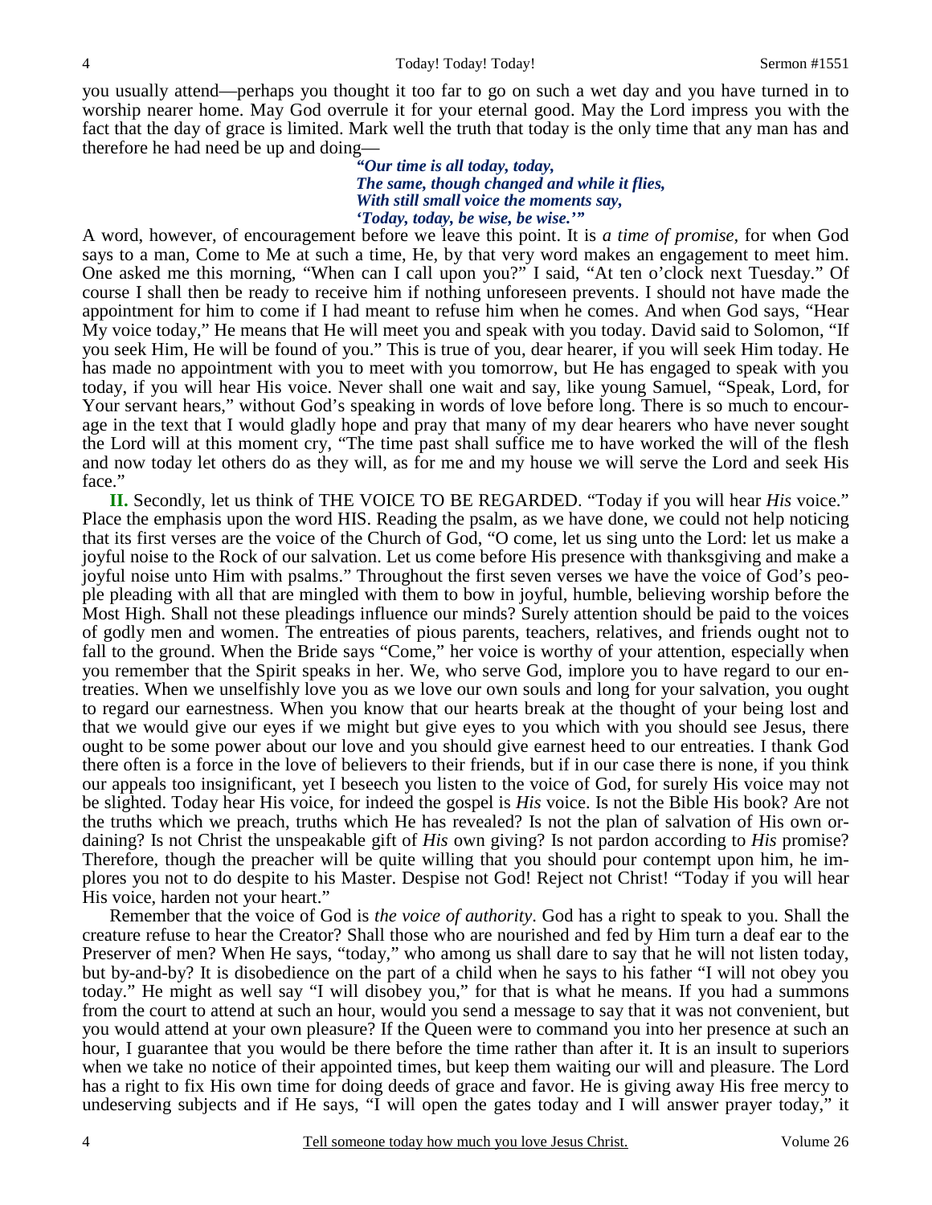you usually attend—perhaps you thought it too far to go on such a wet day and you have turned in to worship nearer home. May God overrule it for your eternal good. May the Lord impress you with the fact that the day of grace is limited. Mark well the truth that today is the only time that any man has and therefore he had need be up and doing—

> ***"Our time is all today, today,***
> ***The same, though changed and while it flies,***
> ***With still small voice the moments say,***
> ***'Today, today, be wise, be wise.'"***

A word, however, of encouragement before we leave this point. It is *a time of promise,* for when God says to a man, Come to Me at such a time, He, by that very word makes an engagement to meet him. One asked me this morning, "When can I call upon you?" I said, "At ten o'clock next Tuesday." Of course I shall then be ready to receive him if nothing unforeseen prevents. I should not have made the appointment for him to come if I had meant to refuse him when he comes. And when God says, "Hear My voice today," He means that He will meet you and speak with you today. David said to Solomon, "If you seek Him, He will be found of you." This is true of you, dear hearer, if you will seek Him today. He has made no appointment with you to meet with you tomorrow, but He has engaged to speak with you today, if you will hear His voice. Never shall one wait and say, like young Samuel, "Speak, Lord, for Your servant hears," without God's speaking in words of love before long. There is so much to encourage in the text that I would gladly hope and pray that many of my dear hearers who have never sought the Lord will at this moment cry, "The time past shall suffice me to have worked the will of the flesh and now today let others do as they will, as for me and my house we will serve the Lord and seek His face."

**II.** Secondly, let us think of THE VOICE TO BE REGARDED. "Today if you will hear *His* voice." Place the emphasis upon the word HIS. Reading the psalm, as we have done, we could not help noticing that its first verses are the voice of the Church of God, "O come, let us sing unto the Lord: let us make a joyful noise to the Rock of our salvation. Let us come before His presence with thanksgiving and make a joyful noise unto Him with psalms." Throughout the first seven verses we have the voice of God's people pleading with all that are mingled with them to bow in joyful, humble, believing worship before the Most High. Shall not these pleadings influence our minds? Surely attention should be paid to the voices of godly men and women. The entreaties of pious parents, teachers, relatives, and friends ought not to fall to the ground. When the Bride says "Come," her voice is worthy of your attention, especially when you remember that the Spirit speaks in her. We, who serve God, implore you to have regard to our entreaties. When we unselfishly love you as we love our own souls and long for your salvation, you ought to regard our earnestness. When you know that our hearts break at the thought of your being lost and that we would give our eyes if we might but give eyes to you which with you should see Jesus, there ought to be some power about our love and you should give earnest heed to our entreaties. I thank God there often is a force in the love of believers to their friends, but if in our case there is none, if you think our appeals too insignificant, yet I beseech you listen to the voice of God, for surely His voice may not be slighted. Today hear His voice, for indeed the gospel is *His* voice. Is not the Bible His book? Are not the truths which we preach, truths which He has revealed? Is not the plan of salvation of His own ordaining? Is not Christ the unspeakable gift of *His* own giving? Is not pardon according to *His* promise? Therefore, though the preacher will be quite willing that you should pour contempt upon him, he implores you not to do despite to his Master. Despise not God! Reject not Christ! "Today if you will hear His voice, harden not your heart."

Remember that the voice of God is *the voice of authority*. God has a right to speak to you. Shall the creature refuse to hear the Creator? Shall those who are nourished and fed by Him turn a deaf ear to the Preserver of men? When He says, "today," who among us shall dare to say that he will not listen today, but by-and-by? It is disobedience on the part of a child when he says to his father "I will not obey you today." He might as well say "I will disobey you," for that is what he means. If you had a summons from the court to attend at such an hour, would you send a message to say that it was not convenient, but you would attend at your own pleasure? If the Queen were to command you into her presence at such an hour, I guarantee that you would be there before the time rather than after it. It is an insult to superiors when we take no notice of their appointed times, but keep them waiting our will and pleasure. The Lord has a right to fix His own time for doing deeds of grace and favor. He is giving away His free mercy to undeserving subjects and if He says, "I will open the gates today and I will answer prayer today," it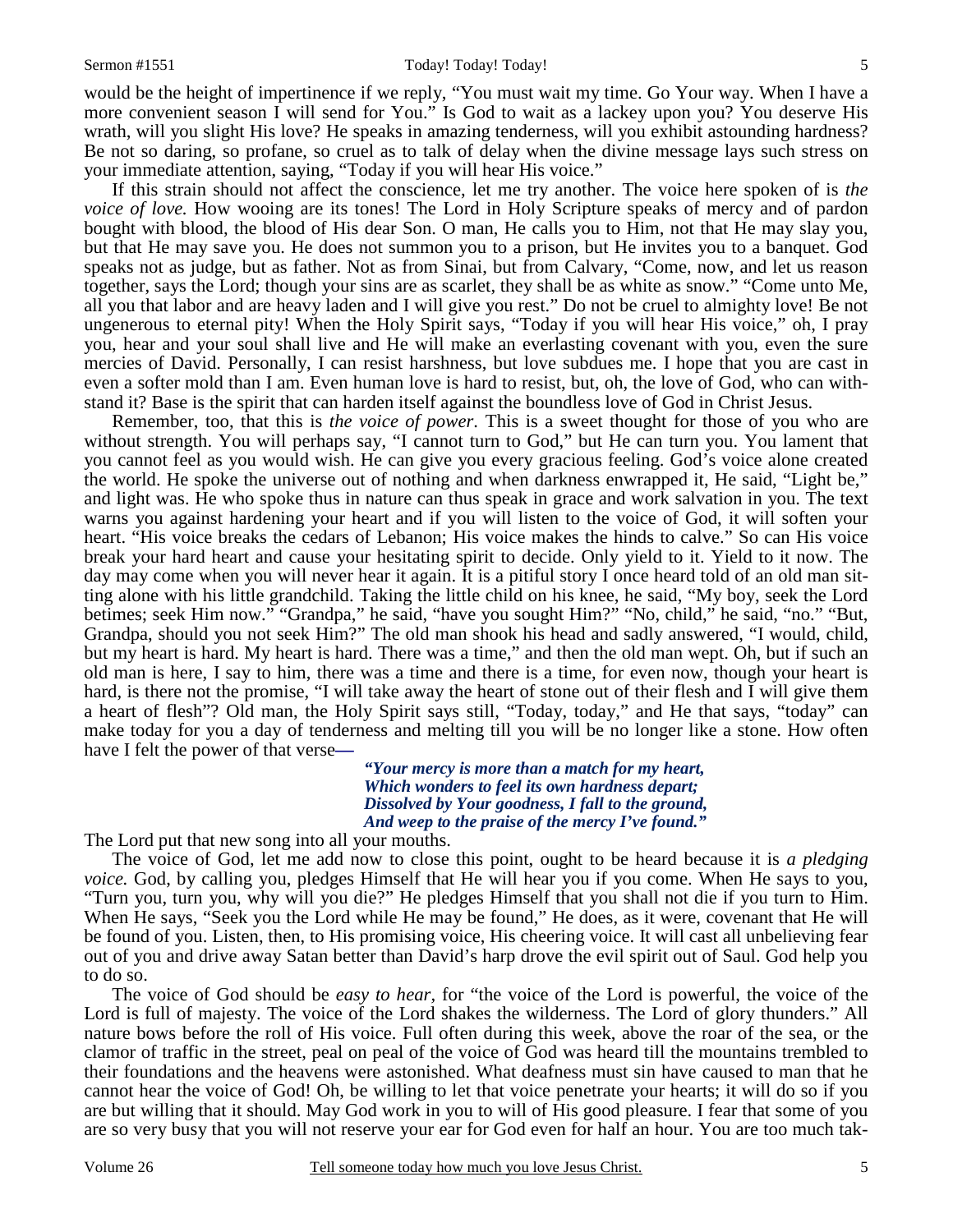would be the height of impertinence if we reply, "You must wait my time. Go Your way. When I have a more convenient season I will send for You." Is God to wait as a lackey upon you? You deserve His wrath, will you slight His love? He speaks in amazing tenderness, will you exhibit astounding hardness? Be not so daring, so profane, so cruel as to talk of delay when the divine message lays such stress on your immediate attention, saying, "Today if you will hear His voice."

If this strain should not affect the conscience, let me try another. The voice here spoken of is *the voice of love.* How wooing are its tones! The Lord in Holy Scripture speaks of mercy and of pardon bought with blood, the blood of His dear Son. O man, He calls you to Him, not that He may slay you, but that He may save you. He does not summon you to a prison, but He invites you to a banquet. God speaks not as judge, but as father. Not as from Sinai, but from Calvary, "Come, now, and let us reason together, says the Lord; though your sins are as scarlet, they shall be as white as snow." "Come unto Me, all you that labor and are heavy laden and I will give you rest." Do not be cruel to almighty love! Be not ungenerous to eternal pity! When the Holy Spirit says, "Today if you will hear His voice," oh, I pray you, hear and your soul shall live and He will make an everlasting covenant with you, even the sure mercies of David. Personally, I can resist harshness, but love subdues me. I hope that you are cast in even a softer mold than I am. Even human love is hard to resist, but, oh, the love of God, who can withstand it? Base is the spirit that can harden itself against the boundless love of God in Christ Jesus.

Remember, too, that this is *the voice of power*. This is a sweet thought for those of you who are without strength. You will perhaps say, "I cannot turn to God," but He can turn you. You lament that you cannot feel as you would wish. He can give you every gracious feeling. God's voice alone created the world. He spoke the universe out of nothing and when darkness enwrapped it, He said, "Light be," and light was. He who spoke thus in nature can thus speak in grace and work salvation in you. The text warns you against hardening your heart and if you will listen to the voice of God, it will soften your heart. "His voice breaks the cedars of Lebanon; His voice makes the hinds to calve." So can His voice break your hard heart and cause your hesitating spirit to decide. Only yield to it. Yield to it now. The day may come when you will never hear it again. It is a pitiful story I once heard told of an old man sitting alone with his little grandchild. Taking the little child on his knee, he said, "My boy, seek the Lord betimes; seek Him now." "Grandpa," he said, "have you sought Him?" "No, child," he said, "no." "But, Grandpa, should you not seek Him?" The old man shook his head and sadly answered, "I would, child, but my heart is hard. My heart is hard. There was a time," and then the old man wept. Oh, but if such an old man is here, I say to him, there was a time and there is a time, for even now, though your heart is hard, is there not the promise, "I will take away the heart of stone out of their flesh and I will give them a heart of flesh"? Old man, the Holy Spirit says still, "Today, today," and He that says, "today" can make today for you a day of tenderness and melting till you will be no longer like a stone. How often have I felt the power of that verse—

> ***"Your mercy is more than a match for my heart,***
> ***Which wonders to feel its own hardness depart;***
> ***Dissolved by Your goodness, I fall to the ground,***
> ***And weep to the praise of the mercy I've found."***

The Lord put that new song into all your mouths.

The voice of God, let me add now to close this point, ought to be heard because it is *a pledging voice.* God, by calling you, pledges Himself that He will hear you if you come. When He says to you, "Turn you, turn you, why will you die?" He pledges Himself that you shall not die if you turn to Him. When He says, "Seek you the Lord while He may be found," He does, as it were, covenant that He will be found of you. Listen, then, to His promising voice, His cheering voice. It will cast all unbelieving fear out of you and drive away Satan better than David's harp drove the evil spirit out of Saul. God help you to do so.

The voice of God should be *easy to hear*, for "the voice of the Lord is powerful, the voice of the Lord is full of majesty. The voice of the Lord shakes the wilderness. The Lord of glory thunders." All nature bows before the roll of His voice. Full often during this week, above the roar of the sea, or the clamor of traffic in the street, peal on peal of the voice of God was heard till the mountains trembled to their foundations and the heavens were astonished. What deafness must sin have caused to man that he cannot hear the voice of God! Oh, be willing to let that voice penetrate your hearts; it will do so if you are but willing that it should. May God work in you to will of His good pleasure. I fear that some of you are so very busy that you will not reserve your ear for God even for half an hour. You are too much tak-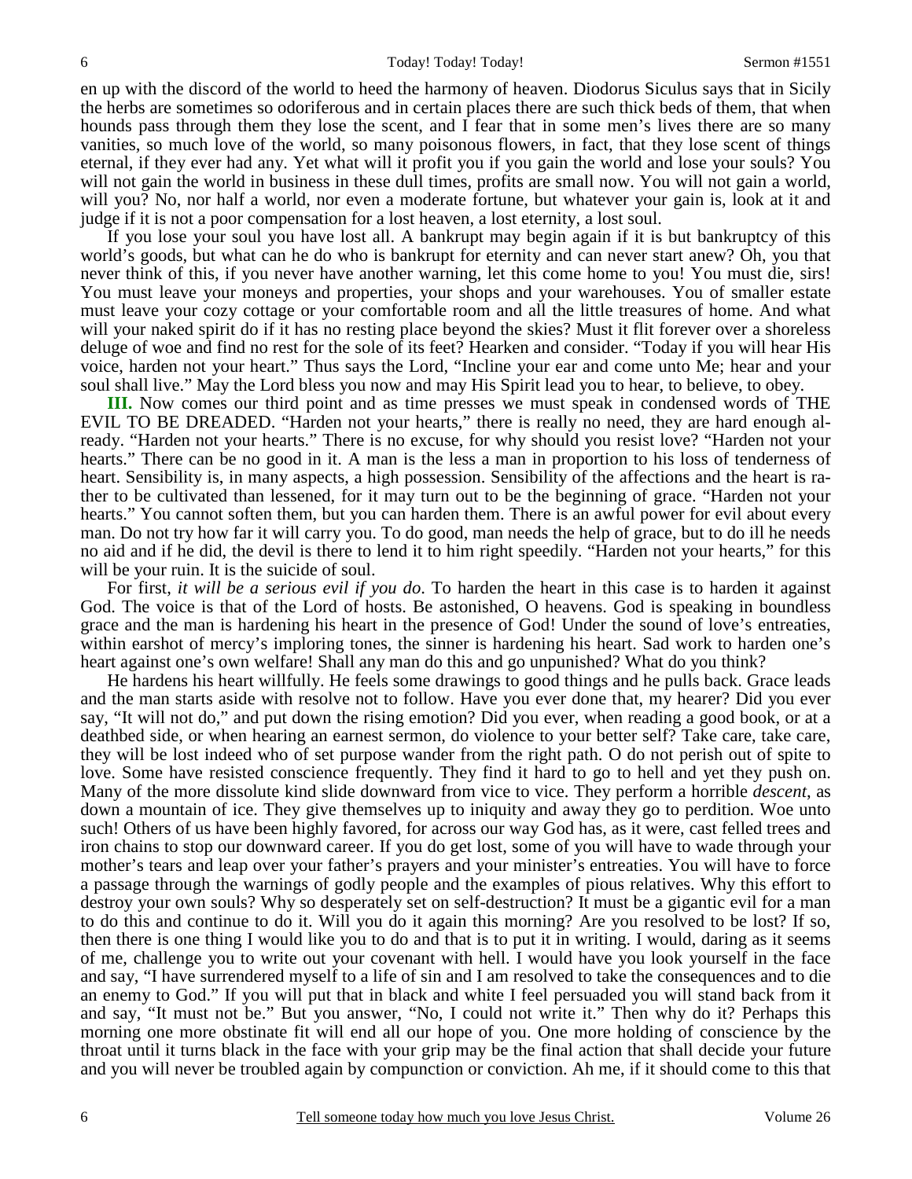en up with the discord of the world to heed the harmony of heaven. Diodorus Siculus says that in Sicily the herbs are sometimes so odoriferous and in certain places there are such thick beds of them, that when hounds pass through them they lose the scent, and I fear that in some men's lives there are so many vanities, so much love of the world, so many poisonous flowers, in fact, that they lose scent of things eternal, if they ever had any. Yet what will it profit you if you gain the world and lose your souls? You will not gain the world in business in these dull times, profits are small now. You will not gain a world, will you? No, nor half a world, nor even a moderate fortune, but whatever your gain is, look at it and judge if it is not a poor compensation for a lost heaven, a lost eternity, a lost soul.

If you lose your soul you have lost all. A bankrupt may begin again if it is but bankruptcy of this world's goods, but what can he do who is bankrupt for eternity and can never start anew? Oh, you that never think of this, if you never have another warning, let this come home to you! You must die, sirs! You must leave your moneys and properties, your shops and your warehouses. You of smaller estate must leave your cozy cottage or your comfortable room and all the little treasures of home. And what will your naked spirit do if it has no resting place beyond the skies? Must it flit forever over a shoreless deluge of woe and find no rest for the sole of its feet? Hearken and consider. "Today if you will hear His voice, harden not your heart." Thus says the Lord, "Incline your ear and come unto Me; hear and your soul shall live." May the Lord bless you now and may His Spirit lead you to hear, to believe, to obey.

**III.** Now comes our third point and as time presses we must speak in condensed words of THE EVIL TO BE DREADED. "Harden not your hearts," there is really no need, they are hard enough already. "Harden not your hearts." There is no excuse, for why should you resist love? "Harden not your hearts." There can be no good in it. A man is the less a man in proportion to his loss of tenderness of heart. Sensibility is, in many aspects, a high possession. Sensibility of the affections and the heart is rather to be cultivated than lessened, for it may turn out to be the beginning of grace. "Harden not your hearts." You cannot soften them, but you can harden them. There is an awful power for evil about every man. Do not try how far it will carry you. To do good, man needs the help of grace, but to do ill he needs no aid and if he did, the devil is there to lend it to him right speedily. "Harden not your hearts," for this will be your ruin. It is the suicide of soul.

For first, *it will be a serious evil if you do*. To harden the heart in this case is to harden it against God. The voice is that of the Lord of hosts. Be astonished, O heavens. God is speaking in boundless grace and the man is hardening his heart in the presence of God! Under the sound of love's entreaties, within earshot of mercy's imploring tones, the sinner is hardening his heart. Sad work to harden one's heart against one's own welfare! Shall any man do this and go unpunished? What do you think?

He hardens his heart willfully. He feels some drawings to good things and he pulls back. Grace leads and the man starts aside with resolve not to follow. Have you ever done that, my hearer? Did you ever say, "It will not do," and put down the rising emotion? Did you ever, when reading a good book, or at a deathbed side, or when hearing an earnest sermon, do violence to your better self? Take care, take care, they will be lost indeed who of set purpose wander from the right path. O do not perish out of spite to love. Some have resisted conscience frequently. They find it hard to go to hell and yet they push on. Many of the more dissolute kind slide downward from vice to vice. They perform a horrible *descent*, as down a mountain of ice. They give themselves up to iniquity and away they go to perdition. Woe unto such! Others of us have been highly favored, for across our way God has, as it were, cast felled trees and iron chains to stop our downward career. If you do get lost, some of you will have to wade through your mother's tears and leap over your father's prayers and your minister's entreaties. You will have to force a passage through the warnings of godly people and the examples of pious relatives. Why this effort to destroy your own souls? Why so desperately set on self-destruction? It must be a gigantic evil for a man to do this and continue to do it. Will you do it again this morning? Are you resolved to be lost? If so, then there is one thing I would like you to do and that is to put it in writing. I would, daring as it seems of me, challenge you to write out your covenant with hell. I would have you look yourself in the face and say, "I have surrendered myself to a life of sin and I am resolved to take the consequences and to die an enemy to God." If you will put that in black and white I feel persuaded you will stand back from it and say, "It must not be." But you answer, "No, I could not write it." Then why do it? Perhaps this morning one more obstinate fit will end all our hope of you. One more holding of conscience by the throat until it turns black in the face with your grip may be the final action that shall decide your future and you will never be troubled again by compunction or conviction. Ah me, if it should come to this that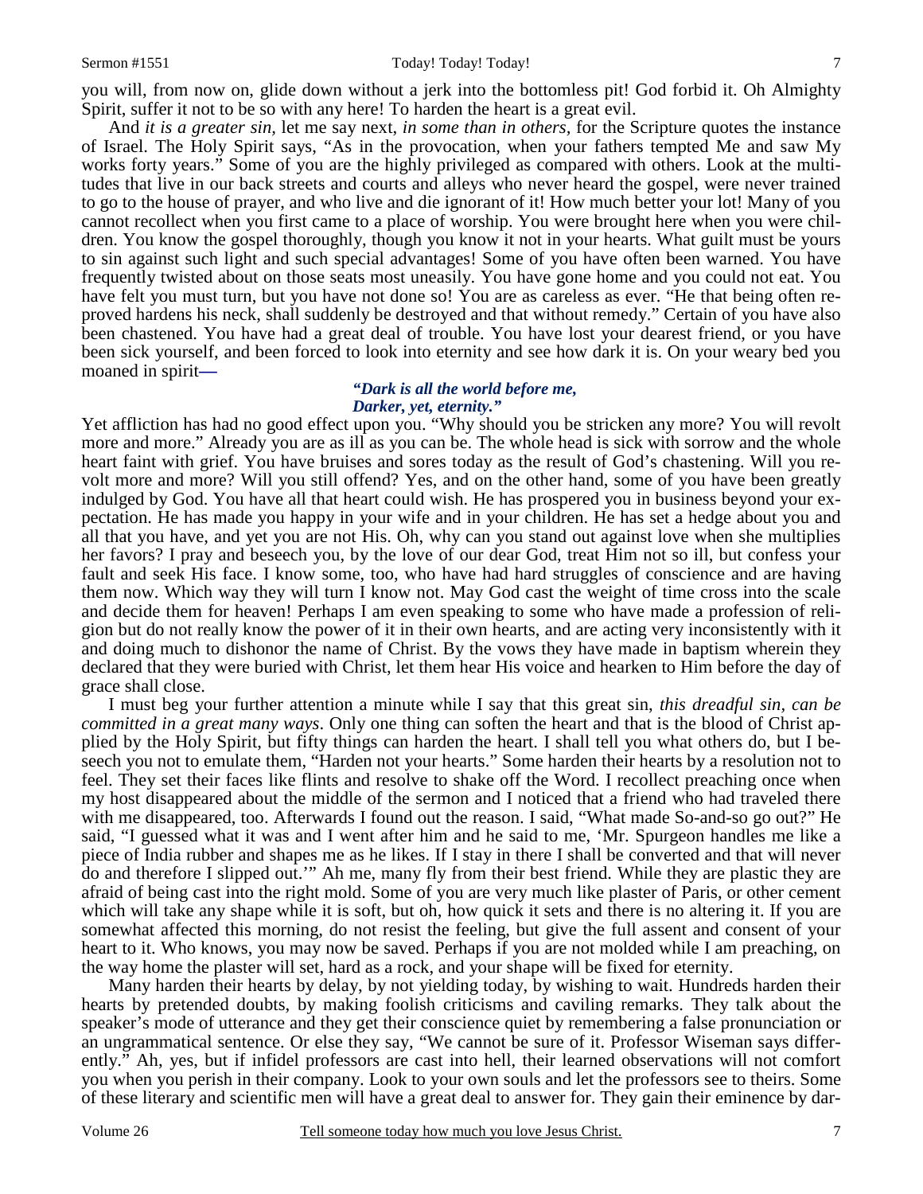you will, from now on, glide down without a jerk into the bottomless pit! God forbid it. Oh Almighty Spirit, suffer it not to be so with any here! To harden the heart is a great evil.

And *it is a greater sin,* let me say next, *in some than in others,* for the Scripture quotes the instance of Israel. The Holy Spirit says, "As in the provocation, when your fathers tempted Me and saw My works forty years." Some of you are the highly privileged as compared with others. Look at the multitudes that live in our back streets and courts and alleys who never heard the gospel, were never trained to go to the house of prayer, and who live and die ignorant of it! How much better your lot! Many of you cannot recollect when you first came to a place of worship. You were brought here when you were children. You know the gospel thoroughly, though you know it not in your hearts. What guilt must be yours to sin against such light and such special advantages! Some of you have often been warned. You have frequently twisted about on those seats most uneasily. You have gone home and you could not eat. You have felt you must turn, but you have not done so! You are as careless as ever. "He that being often reproved hardens his neck, shall suddenly be destroyed and that without remedy." Certain of you have also been chastened. You have had a great deal of trouble. You have lost your dearest friend, or you have been sick yourself, and been forced to look into eternity and see how dark it is. On your weary bed you moaned in spirit—

*"Dark is all the world before me,*
*Darker, yet, eternity."*

Yet affliction has had no good effect upon you. "Why should you be stricken any more? You will revolt more and more." Already you are as ill as you can be. The whole head is sick with sorrow and the whole heart faint with grief. You have bruises and sores today as the result of God's chastening. Will you revolt more and more? Will you still offend? Yes, and on the other hand, some of you have been greatly indulged by God. You have all that heart could wish. He has prospered you in business beyond your expectation. He has made you happy in your wife and in your children. He has set a hedge about you and all that you have, and yet you are not His. Oh, why can you stand out against love when she multiplies her favors? I pray and beseech you, by the love of our dear God, treat Him not so ill, but confess your fault and seek His face. I know some, too, who have had hard struggles of conscience and are having them now. Which way they will turn I know not. May God cast the weight of time cross into the scale and decide them for heaven! Perhaps I am even speaking to some who have made a profession of religion but do not really know the power of it in their own hearts, and are acting very inconsistently with it and doing much to dishonor the name of Christ. By the vows they have made in baptism wherein they declared that they were buried with Christ, let them hear His voice and hearken to Him before the day of grace shall close.

I must beg your further attention a minute while I say that this great sin, *this dreadful sin, can be committed in a great many ways*. Only one thing can soften the heart and that is the blood of Christ applied by the Holy Spirit, but fifty things can harden the heart. I shall tell you what others do, but I beseech you not to emulate them, "Harden not your hearts." Some harden their hearts by a resolution not to feel. They set their faces like flints and resolve to shake off the Word. I recollect preaching once when my host disappeared about the middle of the sermon and I noticed that a friend who had traveled there with me disappeared, too. Afterwards I found out the reason. I said, "What made So-and-so go out?" He said, "I guessed what it was and I went after him and he said to me, 'Mr. Spurgeon handles me like a piece of India rubber and shapes me as he likes. If I stay in there I shall be converted and that will never do and therefore I slipped out.'" Ah me, many fly from their best friend. While they are plastic they are afraid of being cast into the right mold. Some of you are very much like plaster of Paris, or other cement which will take any shape while it is soft, but oh, how quick it sets and there is no altering it. If you are somewhat affected this morning, do not resist the feeling, but give the full assent and consent of your heart to it. Who knows, you may now be saved. Perhaps if you are not molded while I am preaching, on the way home the plaster will set, hard as a rock, and your shape will be fixed for eternity.

Many harden their hearts by delay, by not yielding today, by wishing to wait. Hundreds harden their hearts by pretended doubts, by making foolish criticisms and caviling remarks. They talk about the speaker's mode of utterance and they get their conscience quiet by remembering a false pronunciation or an ungrammatical sentence. Or else they say, "We cannot be sure of it. Professor Wiseman says differently." Ah, yes, but if infidel professors are cast into hell, their learned observations will not comfort you when you perish in their company. Look to your own souls and let the professors see to theirs. Some of these literary and scientific men will have a great deal to answer for. They gain their eminence by dar-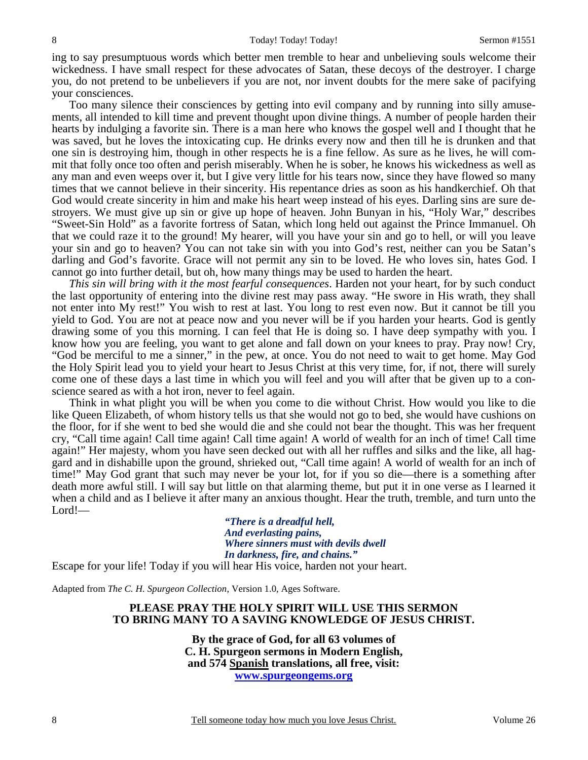ing to say presumptuous words which better men tremble to hear and unbelieving souls welcome their wickedness. I have small respect for these advocates of Satan, these decoys of the destroyer. I charge you, do not pretend to be unbelievers if you are not, nor invent doubts for the mere sake of pacifying your consciences.

Too many silence their consciences by getting into evil company and by running into silly amusements, all intended to kill time and prevent thought upon divine things. A number of people harden their hearts by indulging a favorite sin. There is a man here who knows the gospel well and I thought that he was saved, but he loves the intoxicating cup. He drinks every now and then till he is drunken and that one sin is destroying him, though in other respects he is a fine fellow. As sure as he lives, he will commit that folly once too often and perish miserably. When he is sober, he knows his wickedness as well as any man and even weeps over it, but I give very little for his tears now, since they have flowed so many times that we cannot believe in their sincerity. His repentance dries as soon as his handkerchief. Oh that God would create sincerity in him and make his heart weep instead of his eyes. Darling sins are sure destroyers. We must give up sin or give up hope of heaven. John Bunyan in his, "Holy War," describes "Sweet-Sin Hold" as a favorite fortress of Satan, which long held out against the Prince Immanuel. Oh that we could raze it to the ground! My hearer, will you have your sin and go to hell, or will you leave your sin and go to heaven? You can not take sin with you into God's rest, neither can you be Satan's darling and God's favorite. Grace will not permit any sin to be loved. He who loves sin, hates God. I cannot go into further detail, but oh, how many things may be used to harden the heart.

*This sin will bring with it the most fearful consequences*. Harden not your heart, for by such conduct the last opportunity of entering into the divine rest may pass away. "He swore in His wrath, they shall not enter into My rest!" You wish to rest at last. You long to rest even now. But it cannot be till you yield to God. You are not at peace now and you never will be if you harden your hearts. God is gently drawing some of you this morning. I can feel that He is doing so. I have deep sympathy with you. I know how you are feeling, you want to get alone and fall down on your knees to pray. Pray now! Cry, "God be merciful to me a sinner," in the pew, at once. You do not need to wait to get home. May God the Holy Spirit lead you to yield your heart to Jesus Christ at this very time, for, if not, there will surely come one of these days a last time in which you will feel and you will after that be given up to a conscience seared as with a hot iron, never to feel again.

Think in what plight you will be when you come to die without Christ. How would you like to die like Queen Elizabeth, of whom history tells us that she would not go to bed, she would have cushions on the floor, for if she went to bed she would die and she could not bear the thought. This was her frequent cry, "Call time again! Call time again! Call time again! A world of wealth for an inch of time! Call time again!" Her majesty, whom you have seen decked out with all her ruffles and silks and the like, all haggard and in dishabille upon the ground, shrieked out, "Call time again! A world of wealth for an inch of time!" May God grant that such may never be your lot, for if you so die—there is a something after death more awful still. I will say but little on that alarming theme, but put it in one verse as I learned it when a child and as I believe it after many an anxious thought. Hear the truth, tremble, and turn unto the Lord!—

> ***"There is a dreadful hell,***
> ***And everlasting pains,***
> ***Where sinners must with devils dwell***
> ***In darkness, fire, and chains."***

Escape for your life! Today if you will hear His voice, harden not your heart.

Adapted from *The C. H. Spurgeon Collection,* Version 1.0, Ages Software.

**PLEASE PRAY THE HOLY SPIRIT WILL USE THIS SERMON TO BRING MANY TO A SAVING KNOWLEDGE OF JESUS CHRIST.**

**By the grace of God, for all 63 volumes of C. H. Spurgeon sermons in Modern English, and 574 Spanish translations, all free, visit: www.spurgeongems.org**